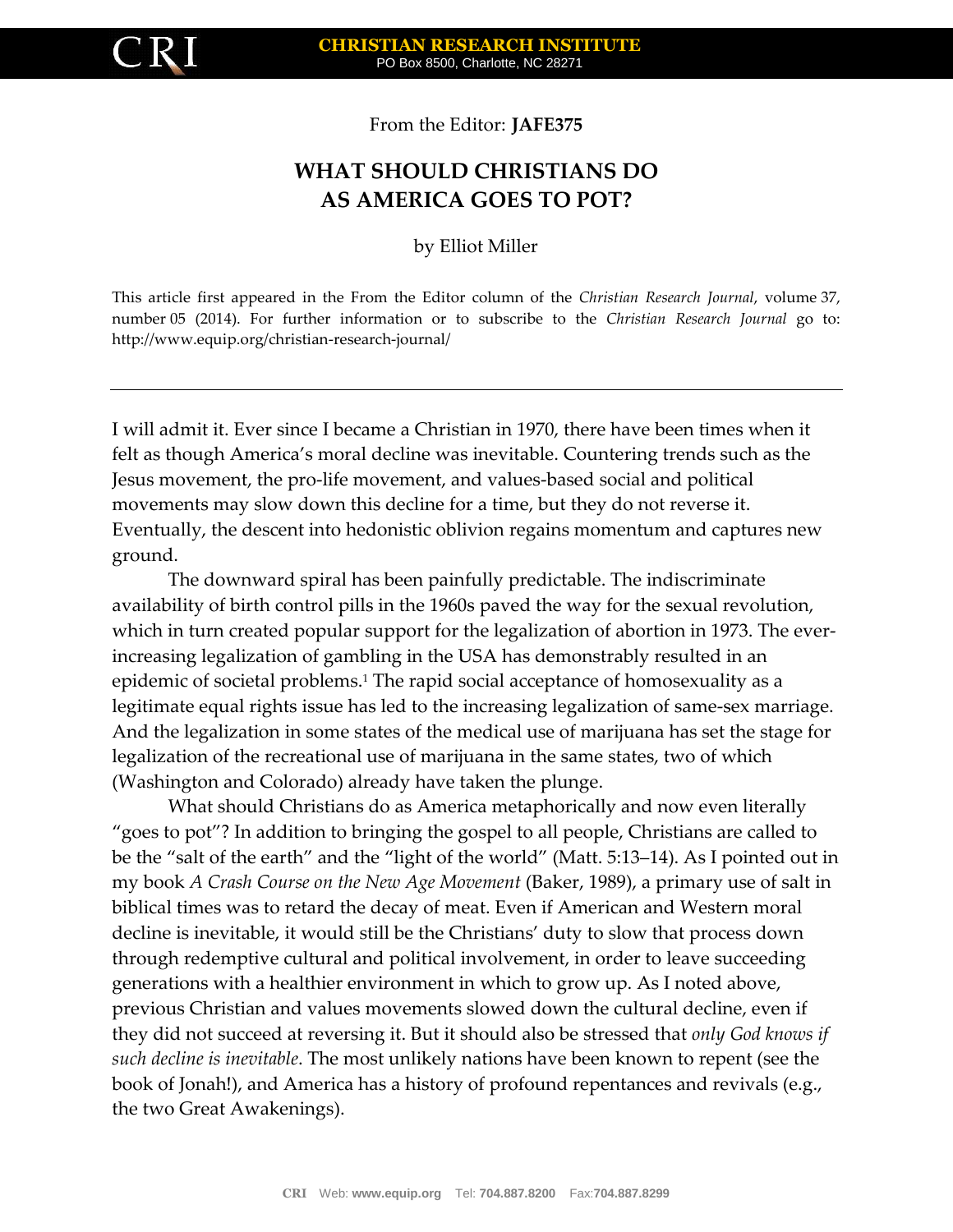From the Editor: **JAFE375**

# WHAT SHOULD CHRISTIANS DO AS AMERICA GOES TO POT?

by Elliot Miller

This article first appeared in the From the Editor column of the *Christian Research Journal*, volume 37, number 05 (2014). For further information or to subscribe to the *Christian Research Journal* go to: http://www.equip.org/christian-research-journal/

---

I will admit it. Ever since I became a Christian in 1970, there have been times when it felt as though America's moral decline was inevitable. Countering trends such as the Jesus movement, the pro-life movement, and values-based social and political movements may slow down this decline for a time, but they do not reverse it. Eventually, the descent into hedonistic oblivion regains momentum and captures new ground.

The downward spiral has been painfully predictable. The indiscriminate availability of birth control pills in the 1960s paved the way for the sexual revolution, which in turn created popular support for the legalization of abortion in 1973. The ever-increasing legalization of gambling in the USA has demonstrably resulted in an epidemic of societal problems.[1] The rapid social acceptance of homosexuality as a legitimate equal rights issue has led to the increasing legalization of same-sex marriage. And the legalization in some states of the medical use of marijuana has set the stage for legalization of the recreational use of marijuana in the same states, two of which (Washington and Colorado) already have taken the plunge.

What should Christians do as America metaphorically and now even literally "goes to pot"? In addition to bringing the gospel to all people, Christians are called to be the "salt of the earth" and the "light of the world" (Matt. 5:13–14). As I pointed out in my book *A Crash Course on the New Age Movement* (Baker, 1989), a primary use of salt in biblical times was to retard the decay of meat. Even if American and Western moral decline is inevitable, it would still be the Christians' duty to slow that process down through redemptive cultural and political involvement, in order to leave succeeding generations with a healthier environment in which to grow up. As I noted above, previous Christian and values movements slowed down the cultural decline, even if they did not succeed at reversing it. But it should also be stressed that *only God knows if such decline is inevitable*. The most unlikely nations have been known to repent (see the book of Jonah!), and America has a history of profound repentances and revivals (e.g., the two Great Awakenings).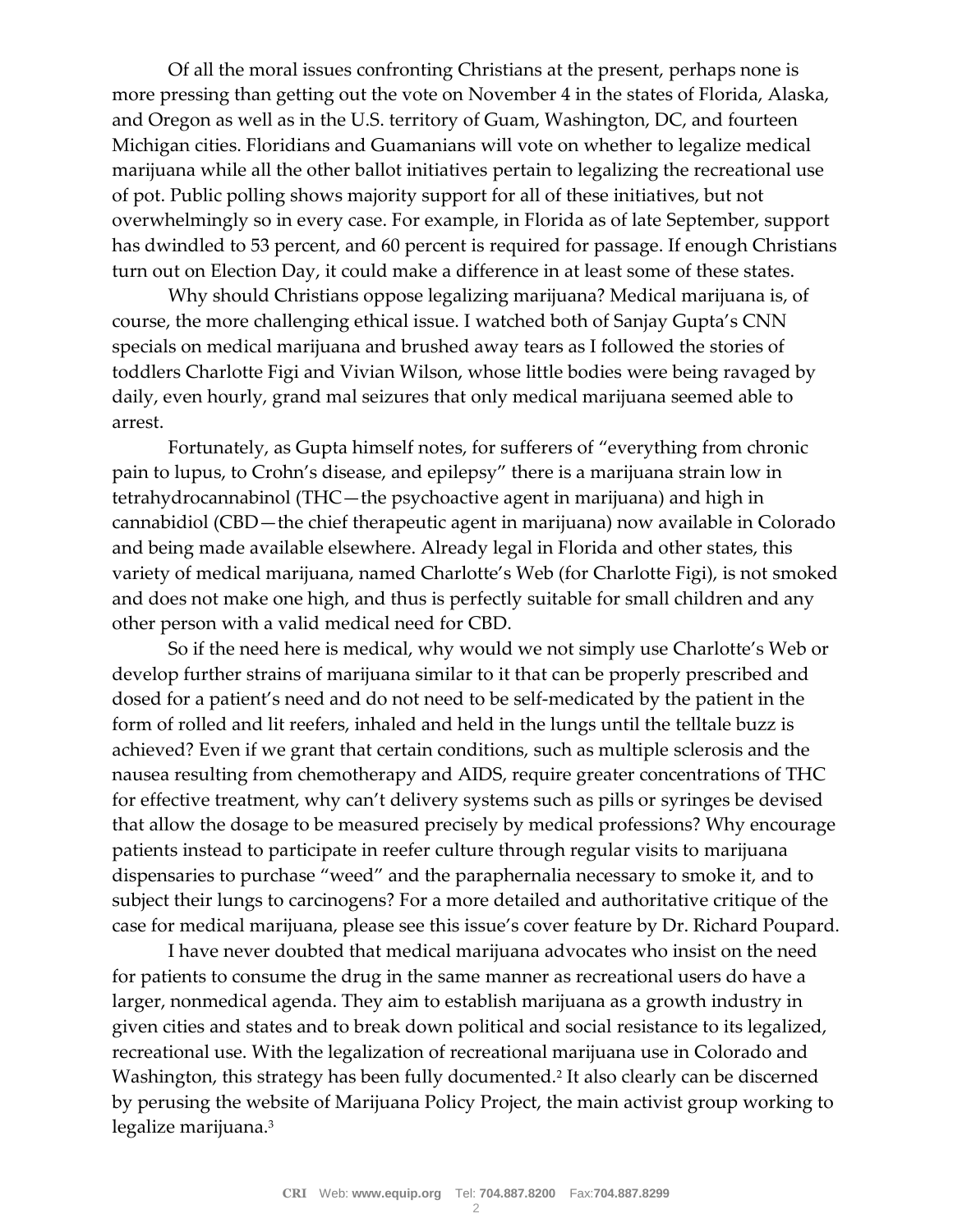Of all the moral issues confronting Christians at the present, perhaps none is more pressing than getting out the vote on November 4 in the states of Florida, Alaska, and Oregon as well as in the U.S. territory of Guam, Washington, DC, and fourteen Michigan cities. Floridians and Guamanians will vote on whether to legalize medical marijuana while all the other ballot initiatives pertain to legalizing the recreational use of pot. Public polling shows majority support for all of these initiatives, but not overwhelmingly so in every case. For example, in Florida as of late September, support has dwindled to 53 percent, and 60 percent is required for passage. If enough Christians turn out on Election Day, it could make a difference in at least some of these states.

Why should Christians oppose legalizing marijuana? Medical marijuana is, of course, the more challenging ethical issue. I watched both of Sanjay Gupta's CNN specials on medical marijuana and brushed away tears as I followed the stories of toddlers Charlotte Figi and Vivian Wilson, whose little bodies were being ravaged by daily, even hourly, grand mal seizures that only medical marijuana seemed able to arrest.

Fortunately, as Gupta himself notes, for sufferers of "everything from chronic pain to lupus, to Crohn's disease, and epilepsy" there is a marijuana strain low in tetrahydrocannabinol (THC—the psychoactive agent in marijuana) and high in cannabidiol (CBD—the chief therapeutic agent in marijuana) now available in Colorado and being made available elsewhere. Already legal in Florida and other states, this variety of medical marijuana, named Charlotte's Web (for Charlotte Figi), is not smoked and does not make one high, and thus is perfectly suitable for small children and any other person with a valid medical need for CBD.

So if the need here is medical, why would we not simply use Charlotte's Web or develop further strains of marijuana similar to it that can be properly prescribed and dosed for a patient's need and do not need to be self-medicated by the patient in the form of rolled and lit reefers, inhaled and held in the lungs until the telltale buzz is achieved? Even if we grant that certain conditions, such as multiple sclerosis and the nausea resulting from chemotherapy and AIDS, require greater concentrations of THC for effective treatment, why can't delivery systems such as pills or syringes be devised that allow the dosage to be measured precisely by medical professions? Why encourage patients instead to participate in reefer culture through regular visits to marijuana dispensaries to purchase "weed" and the paraphernalia necessary to smoke it, and to subject their lungs to carcinogens? For a more detailed and authoritative critique of the case for medical marijuana, please see this issue's cover feature by Dr. Richard Poupard.

I have never doubted that medical marijuana advocates who insist on the need for patients to consume the drug in the same manner as recreational users do have a larger, nonmedical agenda. They aim to establish marijuana as a growth industry in given cities and states and to break down political and social resistance to its legalized, recreational use. With the legalization of recreational marijuana use in Colorado and Washington, this strategy has been fully documented.[2] It also clearly can be discerned by perusing the website of Marijuana Policy Project, the main activist group working to legalize marijuana.[3]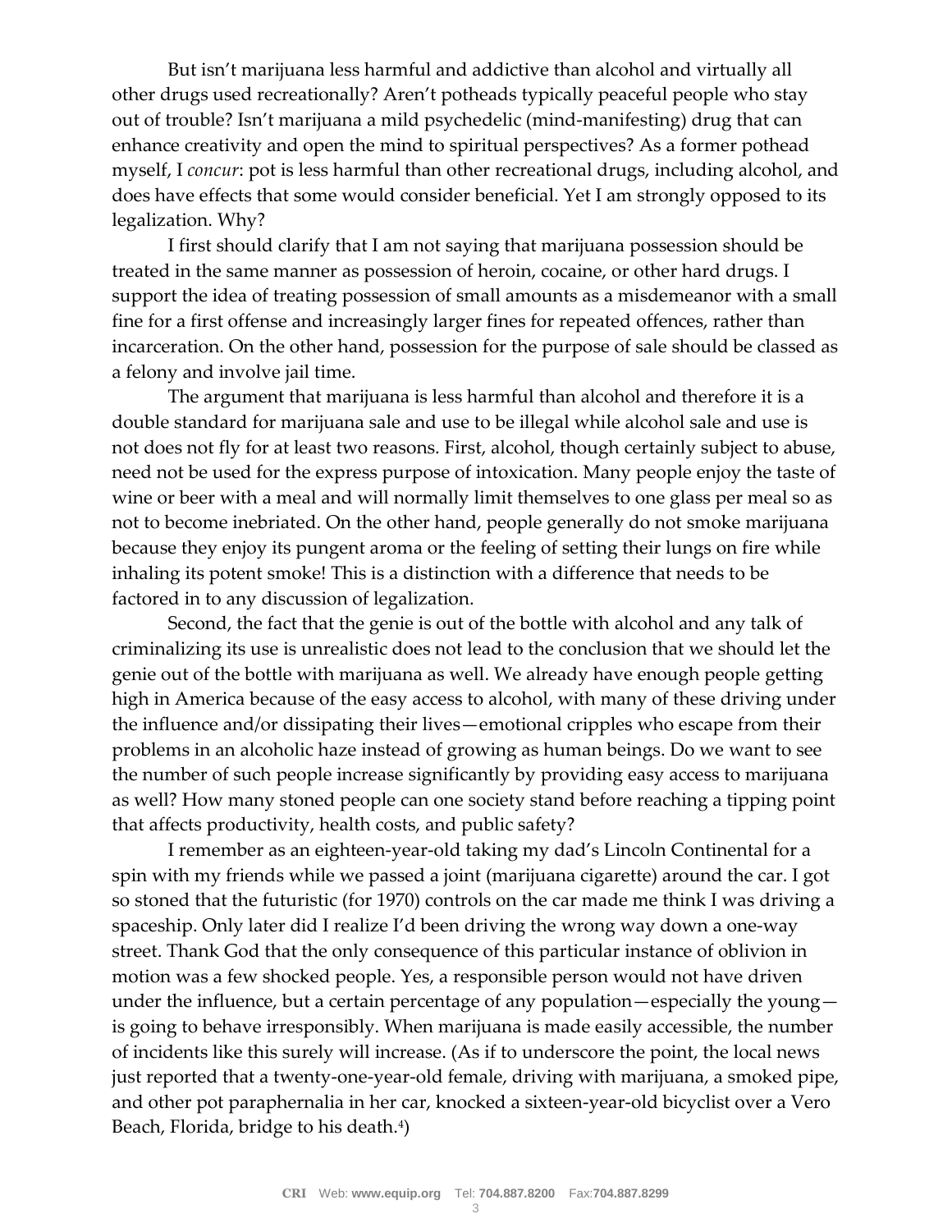But isn't marijuana less harmful and addictive than alcohol and virtually all other drugs used recreationally? Aren't potheads typically peaceful people who stay out of trouble? Isn't marijuana a mild psychedelic (mind-manifesting) drug that can enhance creativity and open the mind to spiritual perspectives? As a former pothead myself, I *concur*: pot is less harmful than other recreational drugs, including alcohol, and does have effects that some would consider beneficial. Yet I am strongly opposed to its legalization. Why?

I first should clarify that I am not saying that marijuana possession should be treated in the same manner as possession of heroin, cocaine, or other hard drugs. I support the idea of treating possession of small amounts as a misdemeanor with a small fine for a first offense and increasingly larger fines for repeated offences, rather than incarceration. On the other hand, possession for the purpose of sale should be classed as a felony and involve jail time.

The argument that marijuana is less harmful than alcohol and therefore it is a double standard for marijuana sale and use to be illegal while alcohol sale and use is not does not fly for at least two reasons. First, alcohol, though certainly subject to abuse, need not be used for the express purpose of intoxication. Many people enjoy the taste of wine or beer with a meal and will normally limit themselves to one glass per meal so as not to become inebriated. On the other hand, people generally do not smoke marijuana because they enjoy its pungent aroma or the feeling of setting their lungs on fire while inhaling its potent smoke! This is a distinction with a difference that needs to be factored in to any discussion of legalization.

Second, the fact that the genie is out of the bottle with alcohol and any talk of criminalizing its use is unrealistic does not lead to the conclusion that we should let the genie out of the bottle with marijuana as well. We already have enough people getting high in America because of the easy access to alcohol, with many of these driving under the influence and/or dissipating their lives—emotional cripples who escape from their problems in an alcoholic haze instead of growing as human beings. Do we want to see the number of such people increase significantly by providing easy access to marijuana as well? How many stoned people can one society stand before reaching a tipping point that affects productivity, health costs, and public safety?

I remember as an eighteen-year-old taking my dad's Lincoln Continental for a spin with my friends while we passed a joint (marijuana cigarette) around the car. I got so stoned that the futuristic (for 1970) controls on the car made me think I was driving a spaceship. Only later did I realize I'd been driving the wrong way down a one-way street. Thank God that the only consequence of this particular instance of oblivion in motion was a few shocked people. Yes, a responsible person would not have driven under the influence, but a certain percentage of any population—especially the young—is going to behave irresponsibly. When marijuana is made easily accessible, the number of incidents like this surely will increase. (As if to underscore the point, the local news just reported that a twenty-one-year-old female, driving with marijuana, a smoked pipe, and other pot paraphernalia in her car, knocked a sixteen-year-old bicyclist over a Vero Beach, Florida, bridge to his death.[4])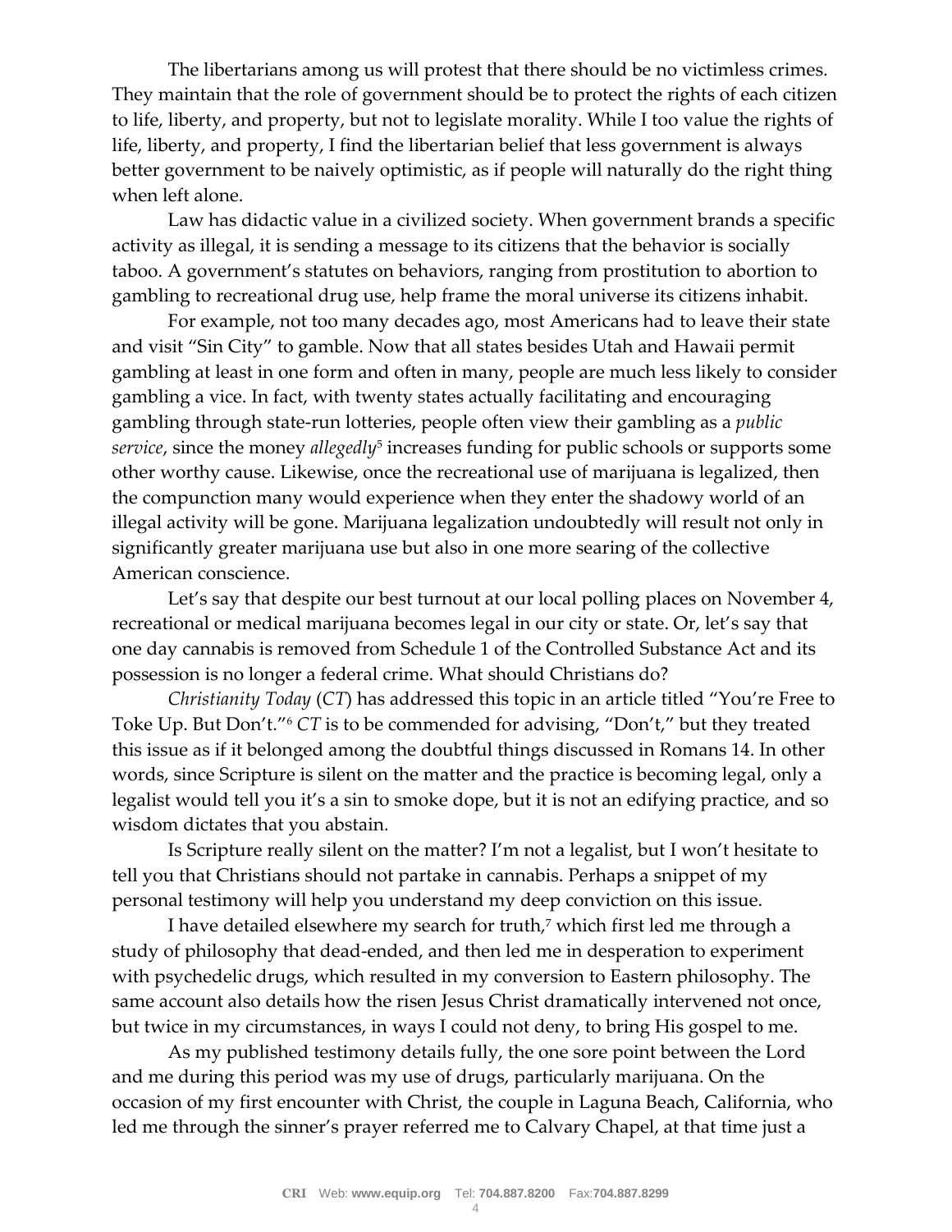The libertarians among us will protest that there should be no victimless crimes. They maintain that the role of government should be to protect the rights of each citizen to life, liberty, and property, but not to legislate morality. While I too value the rights of life, liberty, and property, I find the libertarian belief that less government is always better government to be naively optimistic, as if people will naturally do the right thing when left alone.

Law has didactic value in a civilized society. When government brands a specific activity as illegal, it is sending a message to its citizens that the behavior is socially taboo. A government's statutes on behaviors, ranging from prostitution to abortion to gambling to recreational drug use, help frame the moral universe its citizens inhabit.

For example, not too many decades ago, most Americans had to leave their state and visit "Sin City" to gamble. Now that all states besides Utah and Hawaii permit gambling at least in one form and often in many, people are much less likely to consider gambling a vice. In fact, with twenty states actually facilitating and encouraging gambling through state-run lotteries, people often view their gambling as a *public service*, since the money *allegedly*[5] increases funding for public schools or supports some other worthy cause. Likewise, once the recreational use of marijuana is legalized, then the compunction many would experience when they enter the shadowy world of an illegal activity will be gone. Marijuana legalization undoubtedly will result not only in significantly greater marijuana use but also in one more searing of the collective American conscience.

Let's say that despite our best turnout at our local polling places on November 4, recreational or medical marijuana becomes legal in our city or state. Or, let's say that one day cannabis is removed from Schedule 1 of the Controlled Substance Act and its possession is no longer a federal crime. What should Christians do?

*Christianity Today* (*CT*) has addressed this topic in an article titled "You're Free to Toke Up. But Don't."[6] *CT* is to be commended for advising, "Don't," but they treated this issue as if it belonged among the doubtful things discussed in Romans 14. In other words, since Scripture is silent on the matter and the practice is becoming legal, only a legalist would tell you it's a sin to smoke dope, but it is not an edifying practice, and so wisdom dictates that you abstain.

Is Scripture really silent on the matter? I'm not a legalist, but I won't hesitate to tell you that Christians should not partake in cannabis. Perhaps a snippet of my personal testimony will help you understand my deep conviction on this issue.

I have detailed elsewhere my search for truth,[7] which first led me through a study of philosophy that dead-ended, and then led me in desperation to experiment with psychedelic drugs, which resulted in my conversion to Eastern philosophy. The same account also details how the risen Jesus Christ dramatically intervened not once, but twice in my circumstances, in ways I could not deny, to bring His gospel to me.

As my published testimony details fully, the one sore point between the Lord and me during this period was my use of drugs, particularly marijuana. On the occasion of my first encounter with Christ, the couple in Laguna Beach, California, who led me through the sinner's prayer referred me to Calvary Chapel, at that time just a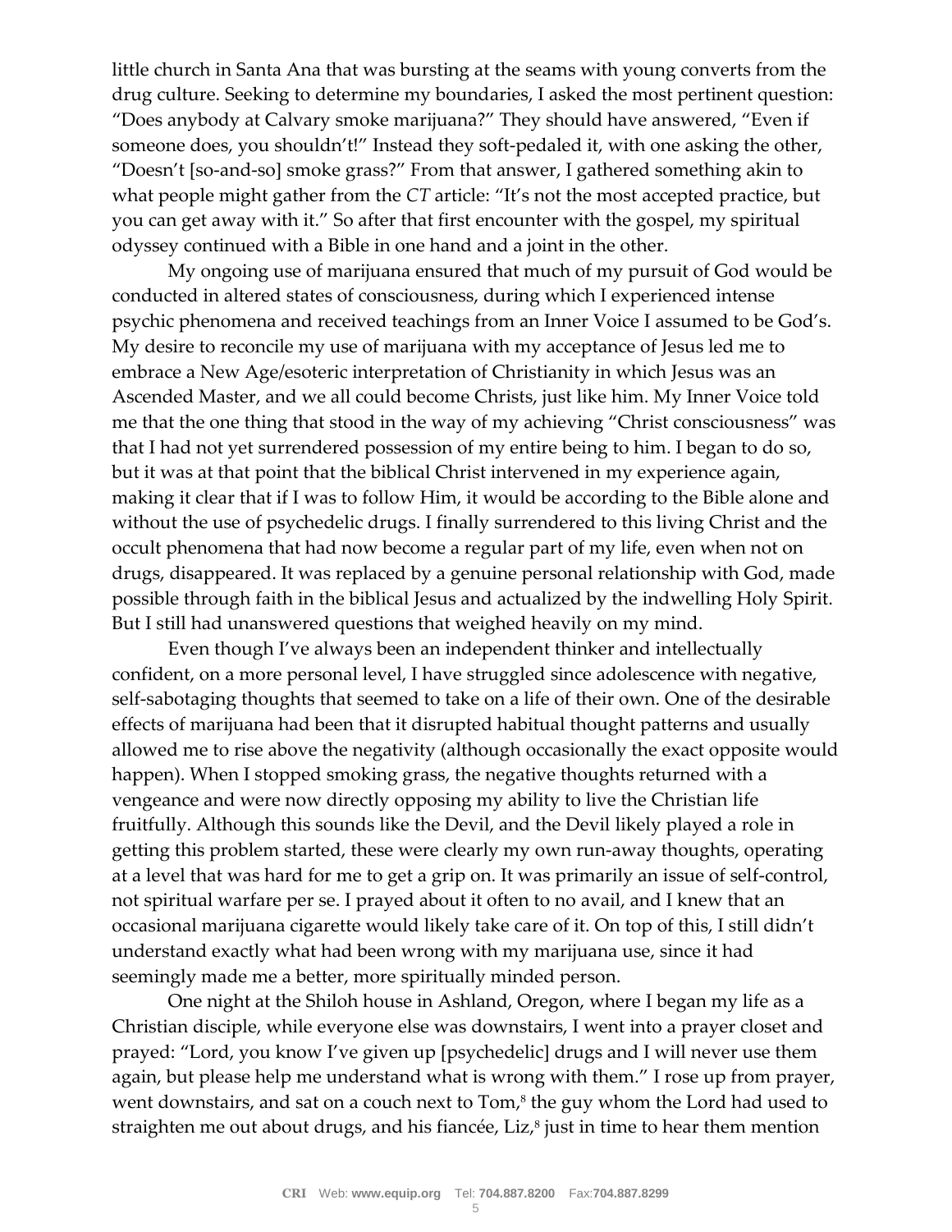little church in Santa Ana that was bursting at the seams with young converts from the drug culture. Seeking to determine my boundaries, I asked the most pertinent question: "Does anybody at Calvary smoke marijuana?" They should have answered, "Even if someone does, you shouldn't!" Instead they soft-pedaled it, with one asking the other, "Doesn't [so-and-so] smoke grass?" From that answer, I gathered something akin to what people might gather from the *CT* article: "It's not the most accepted practice, but you can get away with it." So after that first encounter with the gospel, my spiritual odyssey continued with a Bible in one hand and a joint in the other.

My ongoing use of marijuana ensured that much of my pursuit of God would be conducted in altered states of consciousness, during which I experienced intense psychic phenomena and received teachings from an Inner Voice I assumed to be God's. My desire to reconcile my use of marijuana with my acceptance of Jesus led me to embrace a New Age/esoteric interpretation of Christianity in which Jesus was an Ascended Master, and we all could become Christs, just like him. My Inner Voice told me that the one thing that stood in the way of my achieving "Christ consciousness" was that I had not yet surrendered possession of my entire being to him. I began to do so, but it was at that point that the biblical Christ intervened in my experience again, making it clear that if I was to follow Him, it would be according to the Bible alone and without the use of psychedelic drugs. I finally surrendered to this living Christ and the occult phenomena that had now become a regular part of my life, even when not on drugs, disappeared. It was replaced by a genuine personal relationship with God, made possible through faith in the biblical Jesus and actualized by the indwelling Holy Spirit. But I still had unanswered questions that weighed heavily on my mind.

Even though I've always been an independent thinker and intellectually confident, on a more personal level, I have struggled since adolescence with negative, self-sabotaging thoughts that seemed to take on a life of their own. One of the desirable effects of marijuana had been that it disrupted habitual thought patterns and usually allowed me to rise above the negativity (although occasionally the exact opposite would happen). When I stopped smoking grass, the negative thoughts returned with a vengeance and were now directly opposing my ability to live the Christian life fruitfully. Although this sounds like the Devil, and the Devil likely played a role in getting this problem started, these were clearly my own run-away thoughts, operating at a level that was hard for me to get a grip on. It was primarily an issue of self-control, not spiritual warfare per se. I prayed about it often to no avail, and I knew that an occasional marijuana cigarette would likely take care of it. On top of this, I still didn't understand exactly what had been wrong with my marijuana use, since it had seemingly made me a better, more spiritually minded person.

One night at the Shiloh house in Ashland, Oregon, where I began my life as a Christian disciple, while everyone else was downstairs, I went into a prayer closet and prayed: "Lord, you know I've given up [psychedelic] drugs and I will never use them again, but please help me understand what is wrong with them." I rose up from prayer, went downstairs, and sat on a couch next to Tom,[8] the guy whom the Lord had used to straighten me out about drugs, and his fiancée, Liz,[8] just in time to hear them mention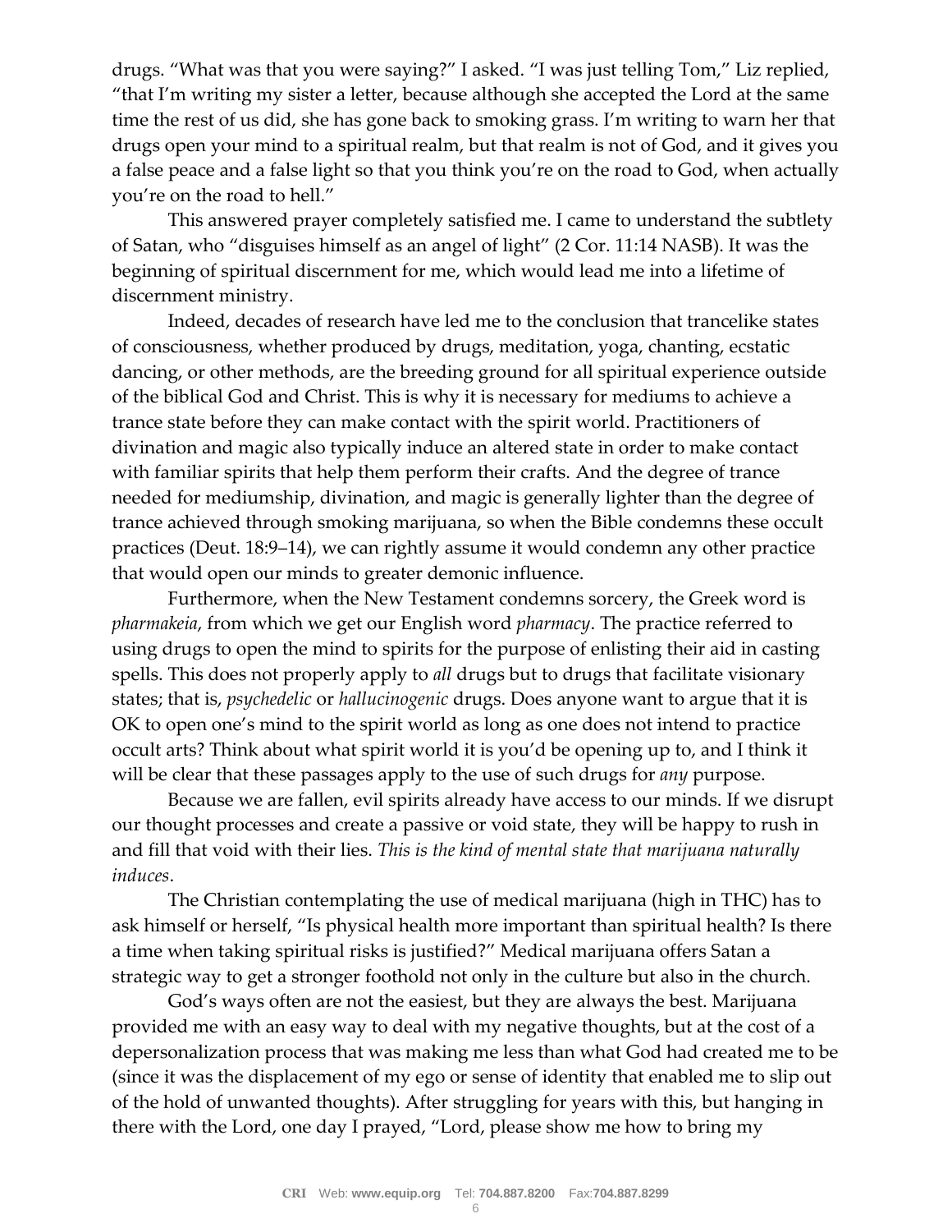drugs. “What was that you were saying?” I asked. “I was just telling Tom,” Liz replied, “that I’m writing my sister a letter, because although she accepted the Lord at the same time the rest of us did, she has gone back to smoking grass. I’m writing to warn her that drugs open your mind to a spiritual realm, but that realm is not of God, and it gives you a false peace and a false light so that you think you’re on the road to God, when actually you’re on the road to hell.”

This answered prayer completely satisfied me. I came to understand the subtlety of Satan, who “disguises himself as an angel of light” (2 Cor. 11:14 NASB). It was the beginning of spiritual discernment for me, which would lead me into a lifetime of discernment ministry.

Indeed, decades of research have led me to the conclusion that trancelike states of consciousness, whether produced by drugs, meditation, yoga, chanting, ecstatic dancing, or other methods, are the breeding ground for all spiritual experience outside of the biblical God and Christ. This is why it is necessary for mediums to achieve a trance state before they can make contact with the spirit world. Practitioners of divination and magic also typically induce an altered state in order to make contact with familiar spirits that help them perform their crafts. And the degree of trance needed for mediumship, divination, and magic is generally lighter than the degree of trance achieved through smoking marijuana, so when the Bible condemns these occult practices (Deut. 18:9–14), we can rightly assume it would condemn any other practice that would open our minds to greater demonic influence.

Furthermore, when the New Testament condemns sorcery, the Greek word is *pharmakeia*, from which we get our English word *pharmacy*. The practice referred to using drugs to open the mind to spirits for the purpose of enlisting their aid in casting spells. This does not properly apply to *all* drugs but to drugs that facilitate visionary states; that is, *psychedelic* or *hallucinogenic* drugs. Does anyone want to argue that it is OK to open one’s mind to the spirit world as long as one does not intend to practice occult arts? Think about what spirit world it is you’d be opening up to, and I think it will be clear that these passages apply to the use of such drugs for *any* purpose.

Because we are fallen, evil spirits already have access to our minds. If we disrupt our thought processes and create a passive or void state, they will be happy to rush in and fill that void with their lies. *This is the kind of mental state that marijuana naturally induces*.

The Christian contemplating the use of medical marijuana (high in THC) has to ask himself or herself, “Is physical health more important than spiritual health? Is there a time when taking spiritual risks is justified?” Medical marijuana offers Satan a strategic way to get a stronger foothold not only in the culture but also in the church.

God’s ways often are not the easiest, but they are always the best. Marijuana provided me with an easy way to deal with my negative thoughts, but at the cost of a depersonalization process that was making me less than what God had created me to be (since it was the displacement of my ego or sense of identity that enabled me to slip out of the hold of unwanted thoughts). After struggling for years with this, but hanging in there with the Lord, one day I prayed, “Lord, please show me how to bring my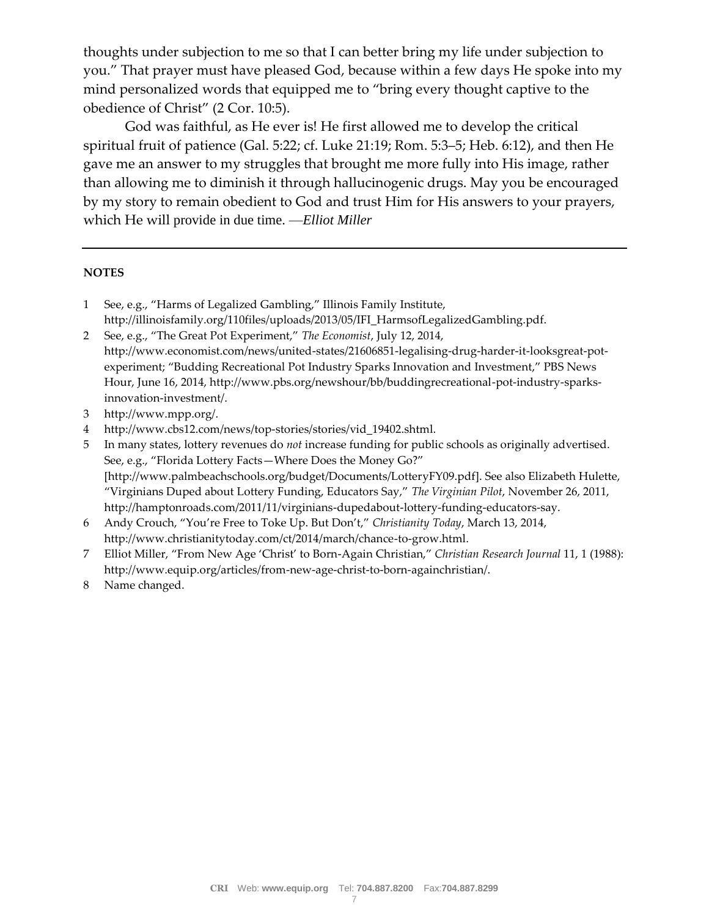thoughts under subjection to me so that I can better bring my life under subjection to you." That prayer must have pleased God, because within a few days He spoke into my mind personalized words that equipped me to "bring every thought captive to the obedience of Christ" (2 Cor. 10:5).

God was faithful, as He ever is! He first allowed me to develop the critical spiritual fruit of patience (Gal. 5:22; cf. Luke 21:19; Rom. 5:3–5; Heb. 6:12), and then He gave me an answer to my struggles that brought me more fully into His image, rather than allowing me to diminish it through hallucinogenic drugs. May you be encouraged by my story to remain obedient to God and trust Him for His answers to your prayers, which He will provide in due time. —*Elliot Miller*

---

**NOTES**

1. See, e.g., "Harms of Legalized Gambling," Illinois Family Institute, http://illinoisfamily.org/110files/uploads/2013/05/IFI_HarmsofLegalizedGambling.pdf.
2. See, e.g., "The Great Pot Experiment," *The Economist*, July 12, 2014, http://www.economist.com/news/united-states/21606851-legalising-drug-harder-it-looksgreat-pot-experiment; "Budding Recreational Pot Industry Sparks Innovation and Investment," PBS News Hour, June 16, 2014, http://www.pbs.org/newshour/bb/buddingrecreational-pot-industry-sparks-innovation-investment/.
3. http://www.mpp.org/.
4. http://www.cbs12.com/news/top-stories/stories/vid_19402.shtml.
5. In many states, lottery revenues do *not* increase funding for public schools as originally advertised. See, e.g., "Florida Lottery Facts—Where Does the Money Go?" [http://www.palmbeachschools.org/budget/Documents/LotteryFY09.pdf]. See also Elizabeth Hulette, "Virginians Duped about Lottery Funding, Educators Say," *The Virginian Pilot*, November 26, 2011, http://hamptonroads.com/2011/11/virginians-dupedabout-lottery-funding-educators-say.
6. Andy Crouch, "You're Free to Toke Up. But Don't," *Christianity Today*, March 13, 2014, http://www.christianitytoday.com/ct/2014/march/chance-to-grow.html.
7. Elliot Miller, "From New Age 'Christ' to Born-Again Christian," *Christian Research Journal* 11, 1 (1988): http://www.equip.org/articles/from-new-age-christ-to-born-againchristian/.
8. Name changed.